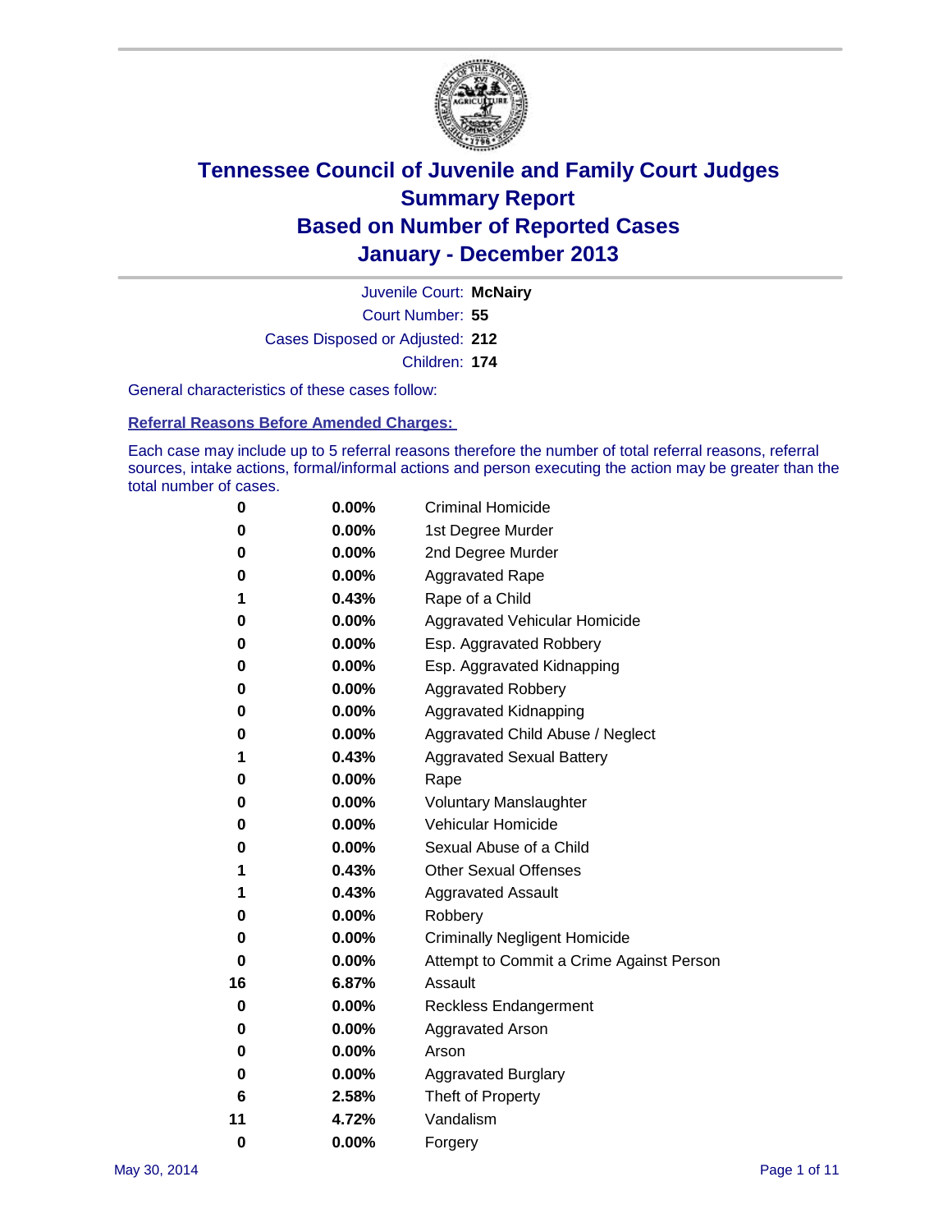# Tennessee Council of Juvenile and Family Court Judges
# Summary Report
# Based on Number of Reported Cases
# January - December 2013

Juvenile Court: **McNairy**

Court Number: **55**

Cases Disposed or Adjusted: **212**

Children: **174**

General characteristics of these cases follow:

**Referral Reasons Before Amended Charges:**

Each case may include up to 5 referral reasons therefore the number of total referral reasons, referral sources, intake actions, formal/informal actions and person executing the action may be greater than the total number of cases.

| | | |
|---|---|---|
| 0 | 0.00% | Criminal Homicide |
| 0 | 0.00% | 1st Degree Murder |
| 0 | 0.00% | 2nd Degree Murder |
| 0 | 0.00% | Aggravated Rape |
| 1 | 0.43% | Rape of a Child |
| 0 | 0.00% | Aggravated Vehicular Homicide |
| 0 | 0.00% | Esp. Aggravated Robbery |
| 0 | 0.00% | Esp. Aggravated Kidnapping |
| 0 | 0.00% | Aggravated Robbery |
| 0 | 0.00% | Aggravated Kidnapping |
| 0 | 0.00% | Aggravated Child Abuse / Neglect |
| 1 | 0.43% | Aggravated Sexual Battery |
| 0 | 0.00% | Rape |
| 0 | 0.00% | Voluntary Manslaughter |
| 0 | 0.00% | Vehicular Homicide |
| 0 | 0.00% | Sexual Abuse of a Child |
| 1 | 0.43% | Other Sexual Offenses |
| 1 | 0.43% | Aggravated Assault |
| 0 | 0.00% | Robbery |
| 0 | 0.00% | Criminally Negligent Homicide |
| 0 | 0.00% | Attempt to Commit a Crime Against Person |
| 16 | 6.87% | Assault |
| 0 | 0.00% | Reckless Endangerment |
| 0 | 0.00% | Aggravated Arson |
| 0 | 0.00% | Arson |
| 0 | 0.00% | Aggravated Burglary |
| 6 | 2.58% | Theft of Property |
| 11 | 4.72% | Vandalism |
| 0 | 0.00% | Forgery |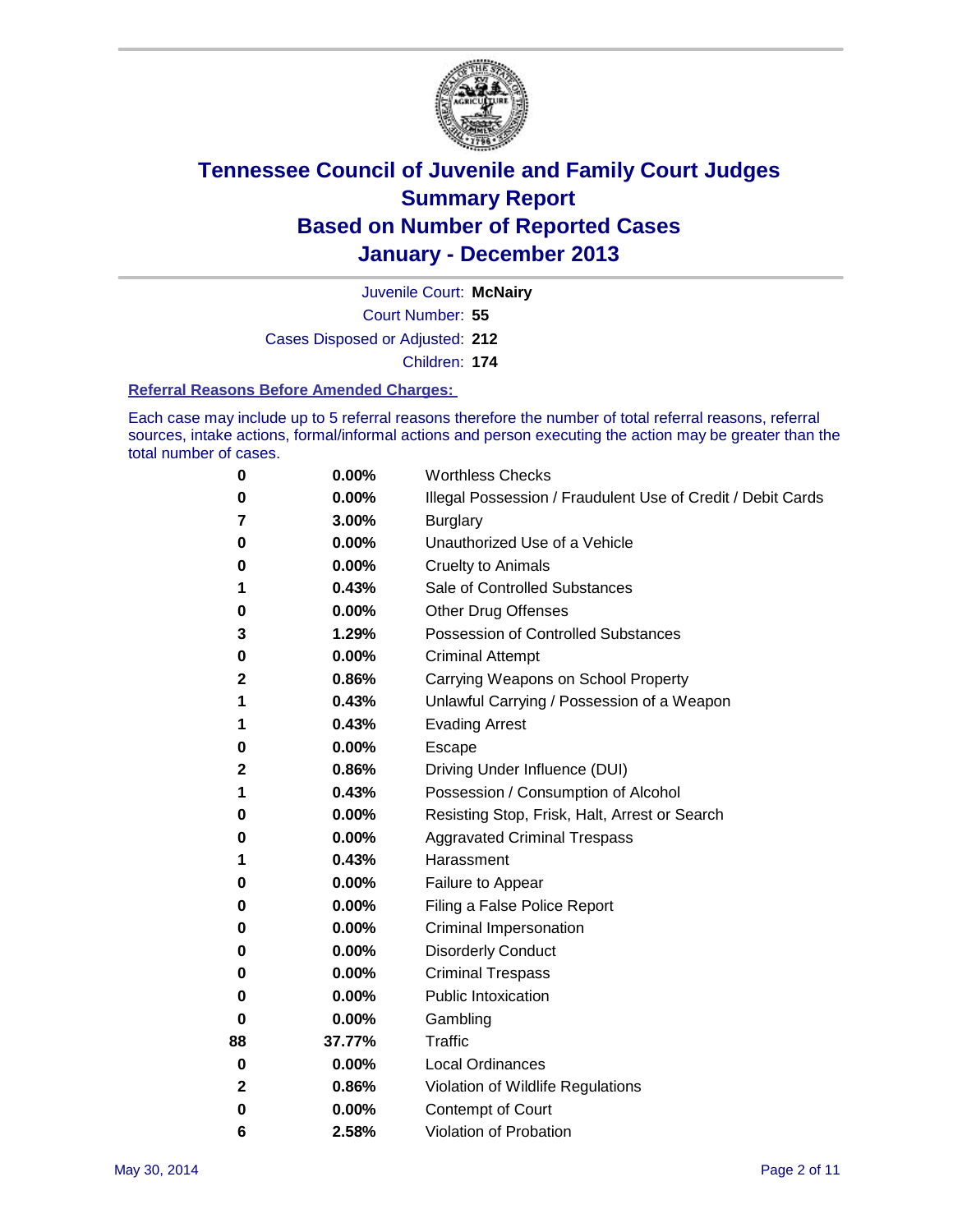# Tennessee Council of Juvenile and Family Court Judges
## Summary Report
## Based on Number of Reported Cases
## January - December 2013

Juvenile Court: **McNairy**

Court Number: **55**

Cases Disposed or Adjusted: **212**

Children: **174**

### Referral Reasons Before Amended Charges:

Each case may include up to 5 referral reasons therefore the number of total referral reasons, referral sources, intake actions, formal/informal actions and person executing the action may be greater than the total number of cases.

| Count | Percent | Referral Reason |
|---|---|---|
| **0** | **0.00%** | Worthless Checks |
| **0** | **0.00%** | Illegal Possession / Fraudulent Use of Credit / Debit Cards |
| **7** | **3.00%** | Burglary |
| **0** | **0.00%** | Unauthorized Use of a Vehicle |
| **0** | **0.00%** | Cruelty to Animals |
| **1** | **0.43%** | Sale of Controlled Substances |
| **0** | **0.00%** | Other Drug Offenses |
| **3** | **1.29%** | Possession of Controlled Substances |
| **0** | **0.00%** | Criminal Attempt |
| **2** | **0.86%** | Carrying Weapons on School Property |
| **1** | **0.43%** | Unlawful Carrying / Possession of a Weapon |
| **1** | **0.43%** | Evading Arrest |
| **0** | **0.00%** | Escape |
| **2** | **0.86%** | Driving Under Influence (DUI) |
| **1** | **0.43%** | Possession / Consumption of Alcohol |
| **0** | **0.00%** | Resisting Stop, Frisk, Halt, Arrest or Search |
| **0** | **0.00%** | Aggravated Criminal Trespass |
| **1** | **0.43%** | Harassment |
| **0** | **0.00%** | Failure to Appear |
| **0** | **0.00%** | Filing a False Police Report |
| **0** | **0.00%** | Criminal Impersonation |
| **0** | **0.00%** | Disorderly Conduct |
| **0** | **0.00%** | Criminal Trespass |
| **0** | **0.00%** | Public Intoxication |
| **0** | **0.00%** | Gambling |
| **88** | **37.77%** | Traffic |
| **0** | **0.00%** | Local Ordinances |
| **2** | **0.86%** | Violation of Wildlife Regulations |
| **0** | **0.00%** | Contempt of Court |
| **6** | **2.58%** | Violation of Probation |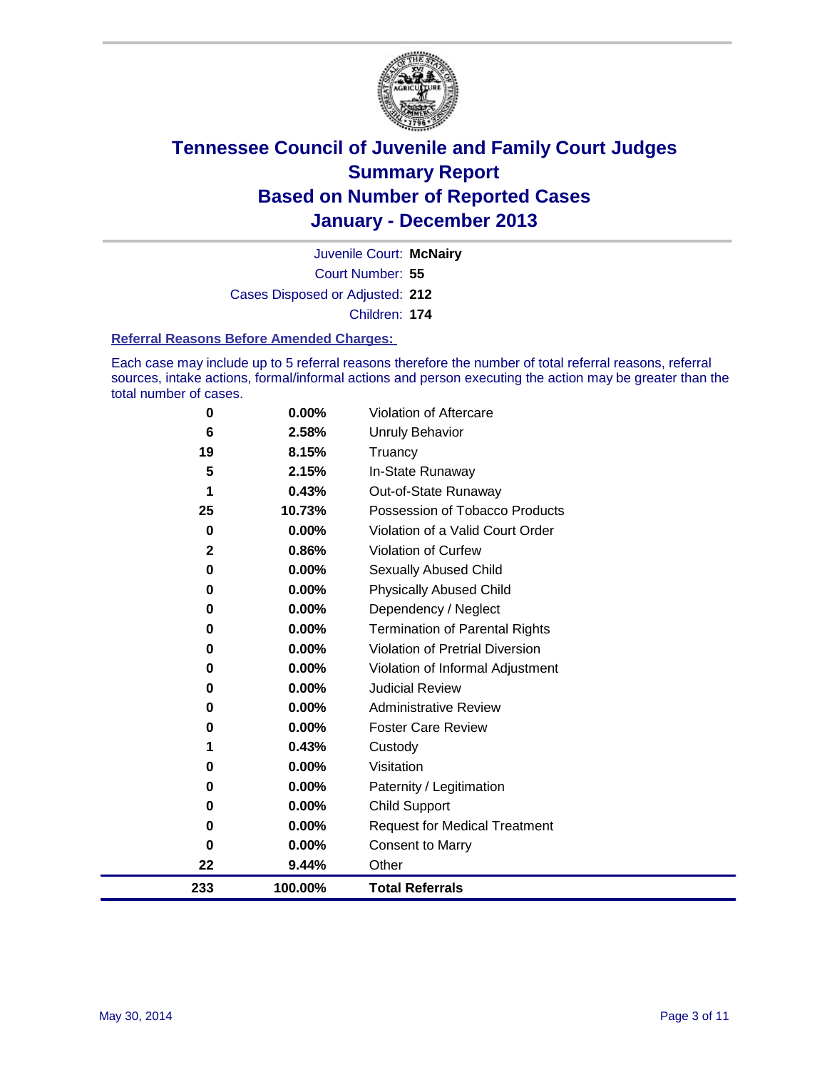# Tennessee Council of Juvenile and Family Court Judges
# Summary Report
# Based on Number of Reported Cases
# January - December 2013

Juvenile Court: **McNairy**

Court Number: **55**

Cases Disposed or Adjusted: **212**

Children: **174**

### Referral Reasons Before Amended Charges:

Each case may include up to 5 referral reasons therefore the number of total referral reasons, referral sources, intake actions, formal/informal actions and person executing the action may be greater than the total number of cases.

| Count | Percent | Referral Reason |
|---|---|---|
| 0 | 0.00% | Violation of Aftercare |
| 6 | 2.58% | Unruly Behavior |
| 19 | 8.15% | Truancy |
| 5 | 2.15% | In-State Runaway |
| 1 | 0.43% | Out-of-State Runaway |
| 25 | 10.73% | Possession of Tobacco Products |
| 0 | 0.00% | Violation of a Valid Court Order |
| 2 | 0.86% | Violation of Curfew |
| 0 | 0.00% | Sexually Abused Child |
| 0 | 0.00% | Physically Abused Child |
| 0 | 0.00% | Dependency / Neglect |
| 0 | 0.00% | Termination of Parental Rights |
| 0 | 0.00% | Violation of Pretrial Diversion |
| 0 | 0.00% | Violation of Informal Adjustment |
| 0 | 0.00% | Judicial Review |
| 0 | 0.00% | Administrative Review |
| 0 | 0.00% | Foster Care Review |
| 1 | 0.43% | Custody |
| 0 | 0.00% | Visitation |
| 0 | 0.00% | Paternity / Legitimation |
| 0 | 0.00% | Child Support |
| 0 | 0.00% | Request for Medical Treatment |
| 0 | 0.00% | Consent to Marry |
| 22 | 9.44% | Other |
| **233** | **100.00%** | **Total Referrals** |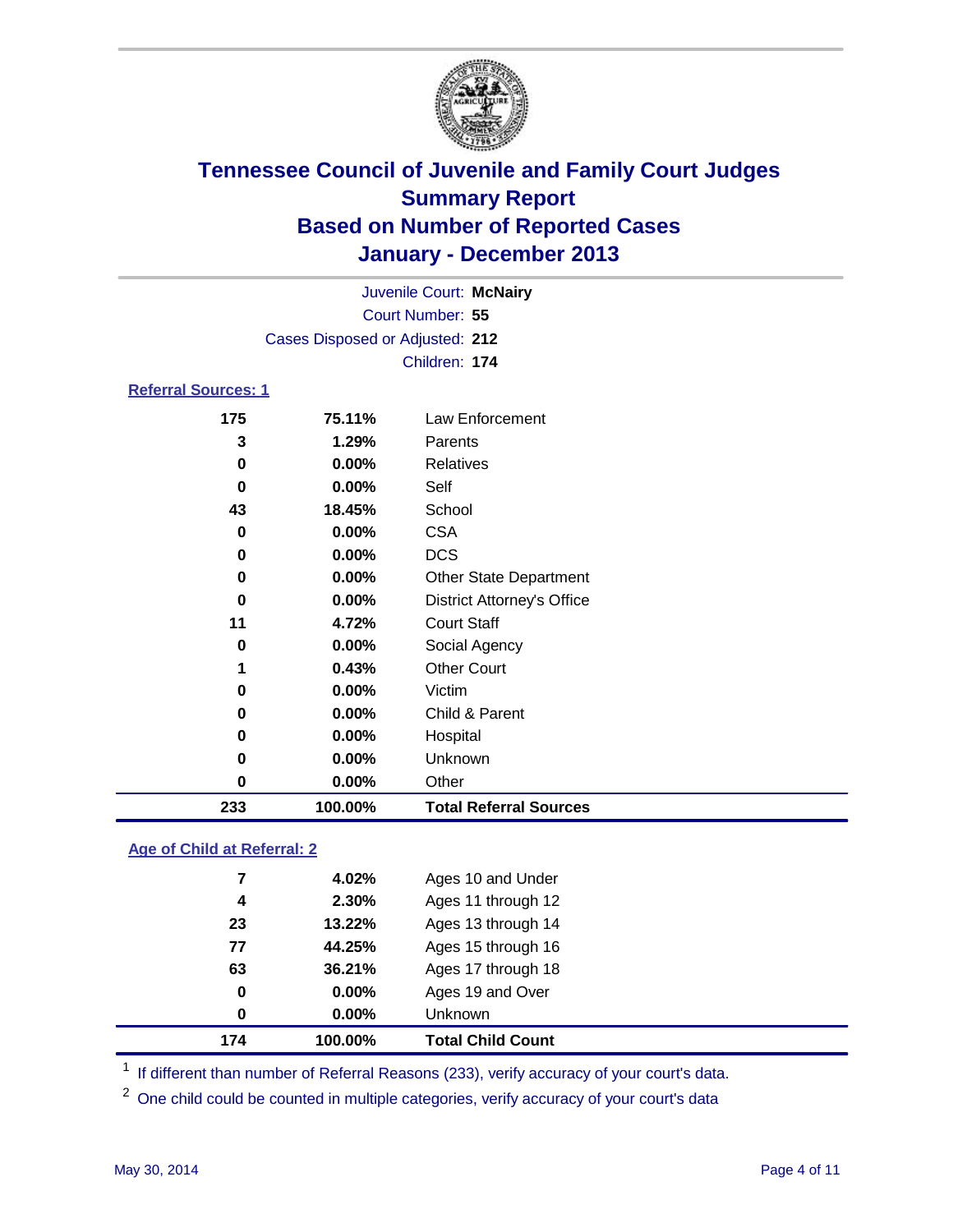# Tennessee Council of Juvenile and Family Court Judges
## Summary Report
## Based on Number of Reported Cases
## January - December 2013

Juvenile Court: **McNairy**
Court Number: **55**
Cases Disposed or Adjusted: **212**
Children: **174**

### Referral Sources: 1

| | | |
|---|---|---|
| 175 | 75.11% | Law Enforcement |
| 3 | 1.29% | Parents |
| 0 | 0.00% | Relatives |
| 0 | 0.00% | Self |
| 43 | 18.45% | School |
| 0 | 0.00% | CSA |
| 0 | 0.00% | DCS |
| 0 | 0.00% | Other State Department |
| 0 | 0.00% | District Attorney's Office |
| 11 | 4.72% | Court Staff |
| 0 | 0.00% | Social Agency |
| 1 | 0.43% | Other Court |
| 0 | 0.00% | Victim |
| 0 | 0.00% | Child & Parent |
| 0 | 0.00% | Hospital |
| 0 | 0.00% | Unknown |
| 0 | 0.00% | Other |
| **233** | **100.00%** | **Total Referral Sources** |

### Age of Child at Referral: 2

| | | |
|---|---|---|
| 7 | 4.02% | Ages 10 and Under |
| 4 | 2.30% | Ages 11 through 12 |
| 23 | 13.22% | Ages 13 through 14 |
| 77 | 44.25% | Ages 15 through 16 |
| 63 | 36.21% | Ages 17 through 18 |
| 0 | 0.00% | Ages 19 and Over |
| 0 | 0.00% | Unknown |
| **174** | **100.00%** | **Total Child Count** |

[1] If different than number of Referral Reasons (233), verify accuracy of your court's data.

[2] One child could be counted in multiple categories, verify accuracy of your court's data

May 30, 2014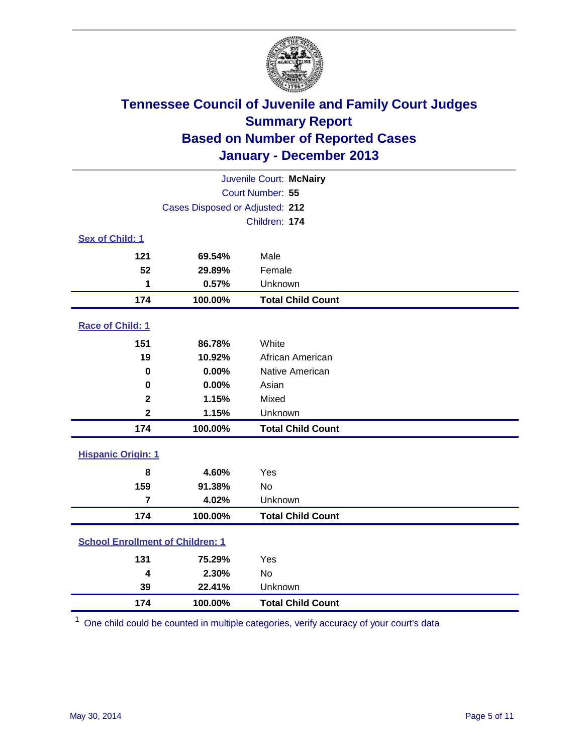# Tennessee Council of Juvenile and Family Court Judges
## Summary Report
## Based on Number of Reported Cases
## January - December 2013

Juvenile Court: **McNairy**
Court Number: **55**
Cases Disposed or Adjusted: **212**
Children: **174**

### Sex of Child: 1

| | | |
|---|---|---|
| 121 | 69.54% | Male |
| 52 | 29.89% | Female |
| 1 | 0.57% | Unknown |
| **174** | **100.00%** | **Total Child Count** |

### Race of Child: 1

| | | |
|---|---|---|
| 151 | 86.78% | White |
| 19 | 10.92% | African American |
| 0 | 0.00% | Native American |
| 0 | 0.00% | Asian |
| 2 | 1.15% | Mixed |
| 2 | 1.15% | Unknown |
| **174** | **100.00%** | **Total Child Count** |

### Hispanic Origin: 1

| | | |
|---|---|---|
| 8 | 4.60% | Yes |
| 159 | 91.38% | No |
| 7 | 4.02% | Unknown |
| **174** | **100.00%** | **Total Child Count** |

### School Enrollment of Children: 1

| | | |
|---|---|---|
| 131 | 75.29% | Yes |
| 4 | 2.30% | No |
| 39 | 22.41% | Unknown |
| **174** | **100.00%** | **Total Child Count** |

[1] One child could be counted in multiple categories, verify accuracy of your court's data

May 30, 2014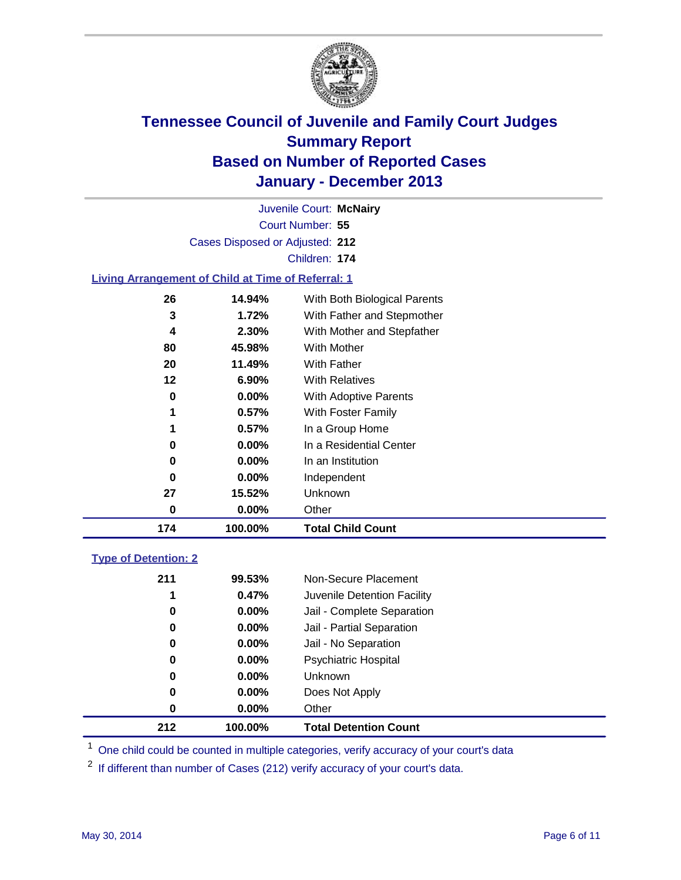# Tennessee Council of Juvenile and Family Court Judges
## Summary Report
## Based on Number of Reported Cases
## January - December 2013

Juvenile Court: **McNairy**
Court Number: **55**
Cases Disposed or Adjusted: **212**
Children: **174**

### Living Arrangement of Child at Time of Referral: 1

| Count | Percent | Category |
|---|---|---|
| 26 | 14.94% | With Both Biological Parents |
| 3 | 1.72% | With Father and Stepmother |
| 4 | 2.30% | With Mother and Stepfather |
| 80 | 45.98% | With Mother |
| 20 | 11.49% | With Father |
| 12 | 6.90% | With Relatives |
| 0 | 0.00% | With Adoptive Parents |
| 1 | 0.57% | With Foster Family |
| 1 | 0.57% | In a Group Home |
| 0 | 0.00% | In a Residential Center |
| 0 | 0.00% | In an Institution |
| 0 | 0.00% | Independent |
| 27 | 15.52% | Unknown |
| 0 | 0.00% | Other |
| **174** | **100.00%** | **Total Child Count** |

### Type of Detention: 2

| Count | Percent | Category |
|---|---|---|
| 211 | 99.53% | Non-Secure Placement |
| 1 | 0.47% | Juvenile Detention Facility |
| 0 | 0.00% | Jail - Complete Separation |
| 0 | 0.00% | Jail - Partial Separation |
| 0 | 0.00% | Jail - No Separation |
| 0 | 0.00% | Psychiatric Hospital |
| 0 | 0.00% | Unknown |
| 0 | 0.00% | Does Not Apply |
| 0 | 0.00% | Other |
| **212** | **100.00%** | **Total Detention Count** |

[1] One child could be counted in multiple categories, verify accuracy of your court's data

[2] If different than number of Cases (212) verify accuracy of your court's data.

May 30, 2014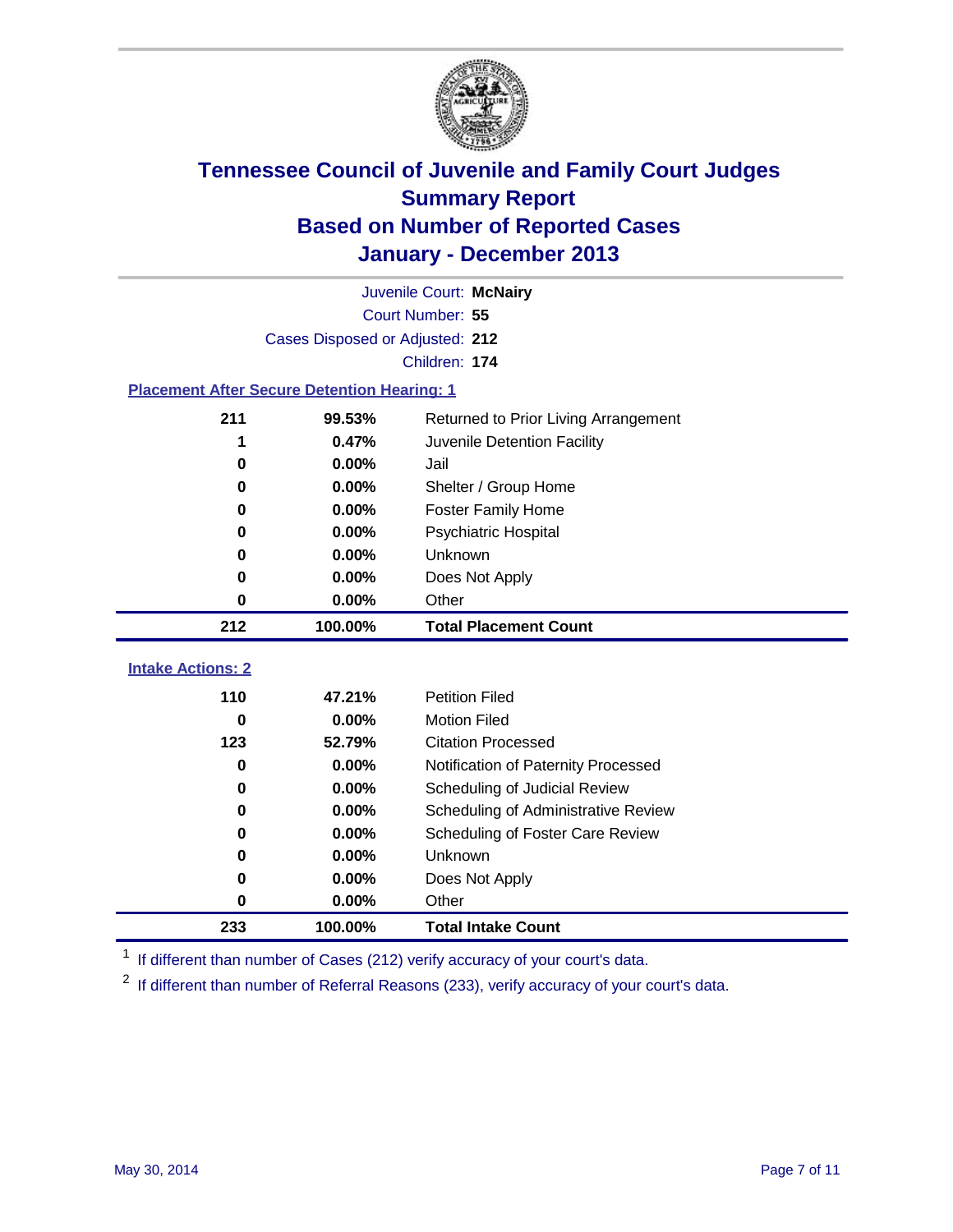# Tennessee Council of Juvenile and Family Court Judges
## Summary Report
## Based on Number of Reported Cases
## January - December 2013

Juvenile Court: **McNairy**
Court Number: **55**
Cases Disposed or Adjusted: **212**
Children: **174**

### Placement After Secure Detention Hearing: 1

| | | |
|---|---|---|
| 211 | 99.53% | Returned to Prior Living Arrangement |
| 1 | 0.47% | Juvenile Detention Facility |
| 0 | 0.00% | Jail |
| 0 | 0.00% | Shelter / Group Home |
| 0 | 0.00% | Foster Family Home |
| 0 | 0.00% | Psychiatric Hospital |
| 0 | 0.00% | Unknown |
| 0 | 0.00% | Does Not Apply |
| 0 | 0.00% | Other |
| **212** | **100.00%** | **Total Placement Count** |

### Intake Actions: 2

| | | |
|---|---|---|
| 110 | 47.21% | Petition Filed |
| 0 | 0.00% | Motion Filed |
| 123 | 52.79% | Citation Processed |
| 0 | 0.00% | Notification of Paternity Processed |
| 0 | 0.00% | Scheduling of Judicial Review |
| 0 | 0.00% | Scheduling of Administrative Review |
| 0 | 0.00% | Scheduling of Foster Care Review |
| 0 | 0.00% | Unknown |
| 0 | 0.00% | Does Not Apply |
| 0 | 0.00% | Other |
| **233** | **100.00%** | **Total Intake Count** |

[1] If different than number of Cases (212) verify accuracy of your court's data.

[2] If different than number of Referral Reasons (233), verify accuracy of your court's data.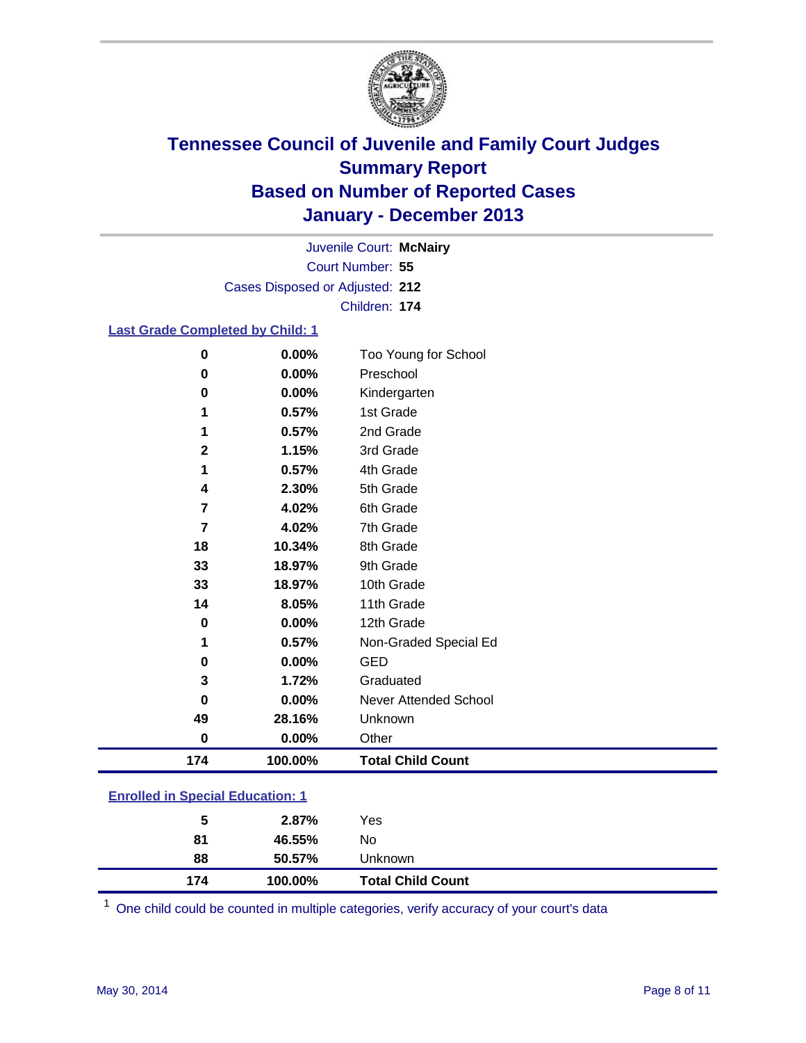# Tennessee Council of Juvenile and Family Court Judges
## Summary Report
## Based on Number of Reported Cases
## January - December 2013

Juvenile Court: **McNairy**
Court Number: **55**
Cases Disposed or Adjusted: **212**
Children: **174**

### Last Grade Completed by Child: 1

| | | |
|---|---|---|
| 0 | 0.00% | Too Young for School |
| 0 | 0.00% | Preschool |
| 0 | 0.00% | Kindergarten |
| 1 | 0.57% | 1st Grade |
| 1 | 0.57% | 2nd Grade |
| 2 | 1.15% | 3rd Grade |
| 1 | 0.57% | 4th Grade |
| 4 | 2.30% | 5th Grade |
| 7 | 4.02% | 6th Grade |
| 7 | 4.02% | 7th Grade |
| 18 | 10.34% | 8th Grade |
| 33 | 18.97% | 9th Grade |
| 33 | 18.97% | 10th Grade |
| 14 | 8.05% | 11th Grade |
| 0 | 0.00% | 12th Grade |
| 1 | 0.57% | Non-Graded Special Ed |
| 0 | 0.00% | GED |
| 3 | 1.72% | Graduated |
| 0 | 0.00% | Never Attended School |
| 49 | 28.16% | Unknown |
| 0 | 0.00% | Other |
| **174** | **100.00%** | **Total Child Count** |

### Enrolled in Special Education: 1

| | | |
|---|---|---|
| 5 | 2.87% | Yes |
| 81 | 46.55% | No |
| 88 | 50.57% | Unknown |
| **174** | **100.00%** | **Total Child Count** |

[1] One child could be counted in multiple categories, verify accuracy of your court's data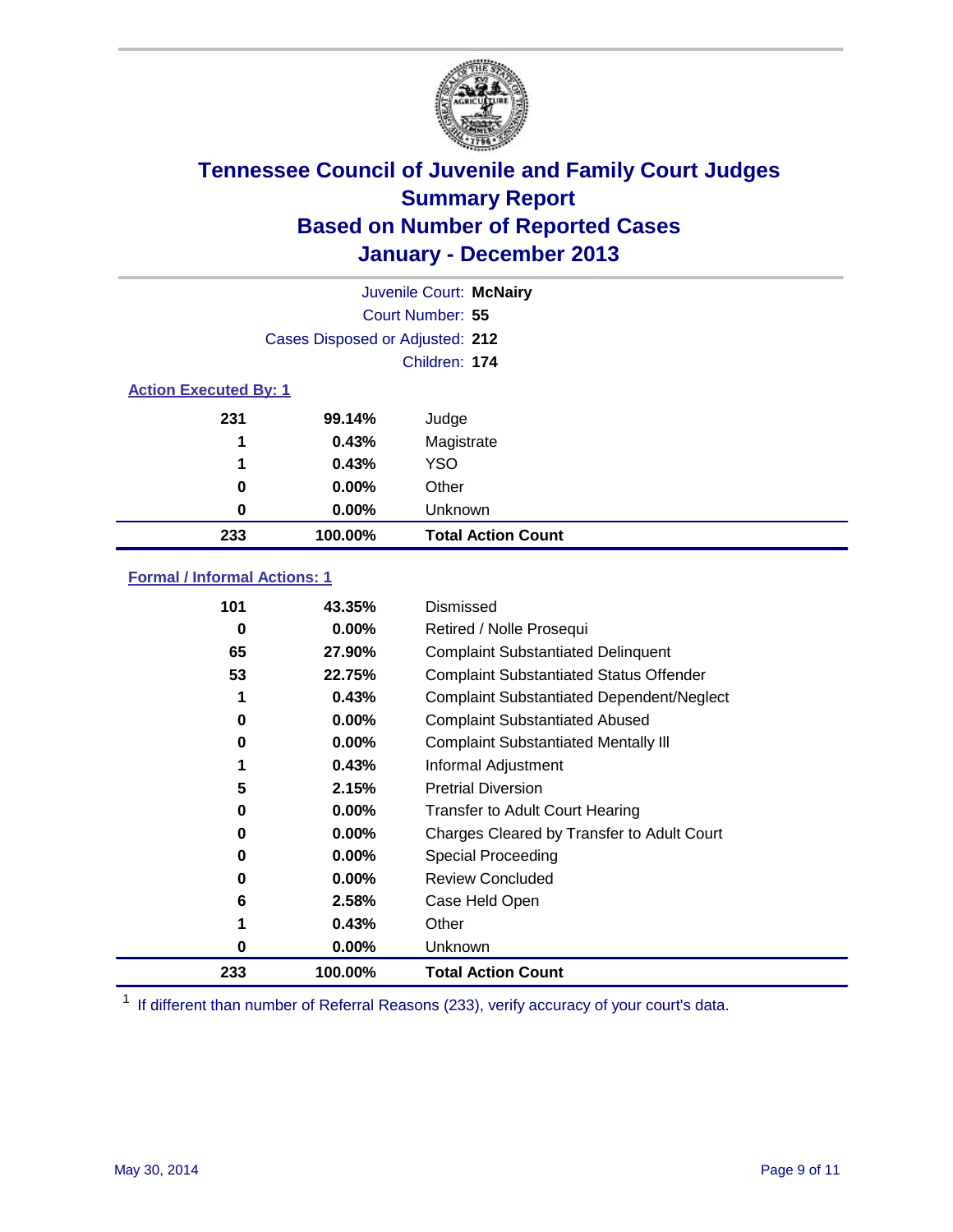# Tennessee Council of Juvenile and Family Court Judges
## Summary Report
## Based on Number of Reported Cases
## January - December 2013

Juvenile Court: **McNairy**
Court Number: **55**
Cases Disposed or Adjusted: **212**
Children: **174**

### Action Executed By: 1

| | | |
|---|---|---|
| 231 | 99.14% | Judge |
| 1 | 0.43% | Magistrate |
| 1 | 0.43% | YSO |
| 0 | 0.00% | Other |
| 0 | 0.00% | Unknown |
| **233** | **100.00%** | **Total Action Count** |

### Formal / Informal Actions: 1

| | | |
|---|---|---|
| 101 | 43.35% | Dismissed |
| 0 | 0.00% | Retired / Nolle Prosequi |
| 65 | 27.90% | Complaint Substantiated Delinquent |
| 53 | 22.75% | Complaint Substantiated Status Offender |
| 1 | 0.43% | Complaint Substantiated Dependent/Neglect |
| 0 | 0.00% | Complaint Substantiated Abused |
| 0 | 0.00% | Complaint Substantiated Mentally Ill |
| 1 | 0.43% | Informal Adjustment |
| 5 | 2.15% | Pretrial Diversion |
| 0 | 0.00% | Transfer to Adult Court Hearing |
| 0 | 0.00% | Charges Cleared by Transfer to Adult Court |
| 0 | 0.00% | Special Proceeding |
| 0 | 0.00% | Review Concluded |
| 6 | 2.58% | Case Held Open |
| 1 | 0.43% | Other |
| 0 | 0.00% | Unknown |
| **233** | **100.00%** | **Total Action Count** |

[1] If different than number of Referral Reasons (233), verify accuracy of your court's data.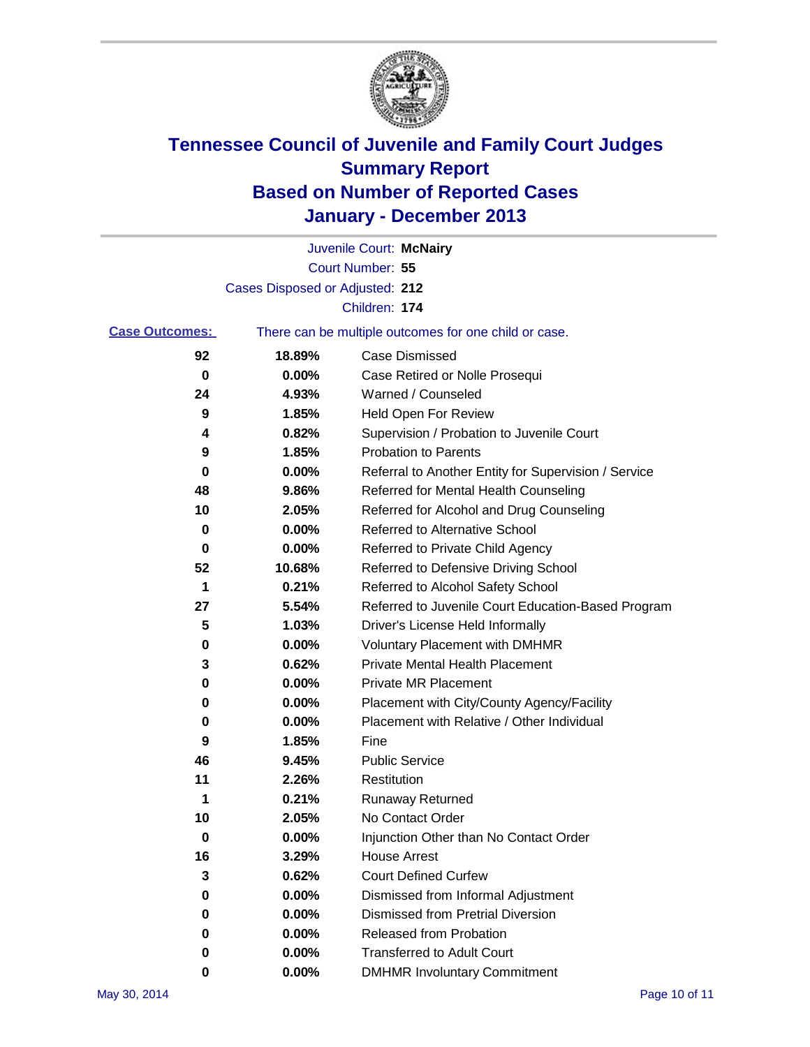# Tennessee Council of Juvenile and Family Court Judges
## Summary Report
## Based on Number of Reported Cases
## January - December 2013

Juvenile Court: **McNairy**

Court Number: **55**

Cases Disposed or Adjusted: **212**

Children: **174**

**Case Outcomes:** There can be multiple outcomes for one child or case.

| Count | Percent | Outcome |
|---|---|---|
| 92 | 18.89% | Case Dismissed |
| 0 | 0.00% | Case Retired or Nolle Prosequi |
| 24 | 4.93% | Warned / Counseled |
| 9 | 1.85% | Held Open For Review |
| 4 | 0.82% | Supervision / Probation to Juvenile Court |
| 9 | 1.85% | Probation to Parents |
| 0 | 0.00% | Referral to Another Entity for Supervision / Service |
| 48 | 9.86% | Referred for Mental Health Counseling |
| 10 | 2.05% | Referred for Alcohol and Drug Counseling |
| 0 | 0.00% | Referred to Alternative School |
| 0 | 0.00% | Referred to Private Child Agency |
| 52 | 10.68% | Referred to Defensive Driving School |
| 1 | 0.21% | Referred to Alcohol Safety School |
| 27 | 5.54% | Referred to Juvenile Court Education-Based Program |
| 5 | 1.03% | Driver's License Held Informally |
| 0 | 0.00% | Voluntary Placement with DMHMR |
| 3 | 0.62% | Private Mental Health Placement |
| 0 | 0.00% | Private MR Placement |
| 0 | 0.00% | Placement with City/County Agency/Facility |
| 0 | 0.00% | Placement with Relative / Other Individual |
| 9 | 1.85% | Fine |
| 46 | 9.45% | Public Service |
| 11 | 2.26% | Restitution |
| 1 | 0.21% | Runaway Returned |
| 10 | 2.05% | No Contact Order |
| 0 | 0.00% | Injunction Other than No Contact Order |
| 16 | 3.29% | House Arrest |
| 3 | 0.62% | Court Defined Curfew |
| 0 | 0.00% | Dismissed from Informal Adjustment |
| 0 | 0.00% | Dismissed from Pretrial Diversion |
| 0 | 0.00% | Released from Probation |
| 0 | 0.00% | Transferred to Adult Court |
| 0 | 0.00% | DMHMR Involuntary Commitment |

May 30, 2014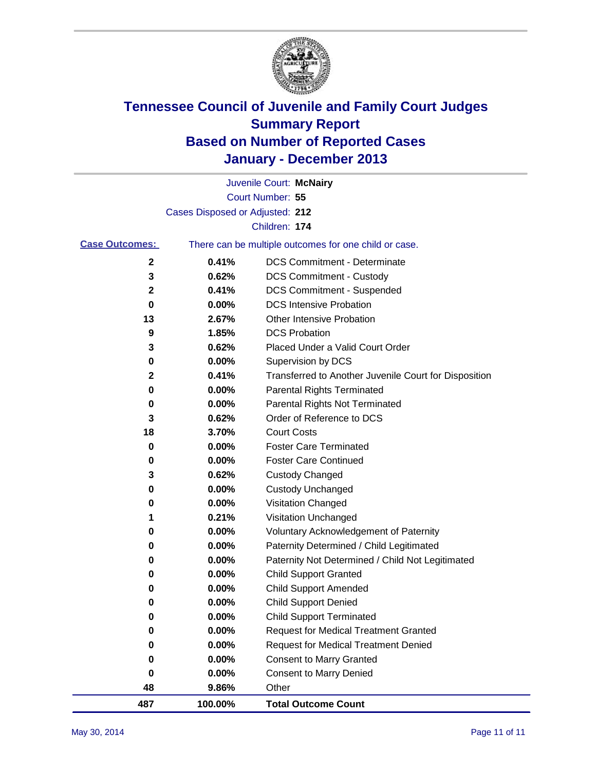# Tennessee Council of Juvenile and Family Court Judges
## Summary Report
## Based on Number of Reported Cases
## January - December 2013

Juvenile Court: **McNairy**
Court Number: **55**
Cases Disposed or Adjusted: **212**
Children: **174**

**Case Outcomes:** There can be multiple outcomes for one child or case.

| | | |
|---|---|---|
| 2 | 0.41% | DCS Commitment - Determinate |
| 3 | 0.62% | DCS Commitment - Custody |
| 2 | 0.41% | DCS Commitment - Suspended |
| 0 | 0.00% | DCS Intensive Probation |
| 13 | 2.67% | Other Intensive Probation |
| 9 | 1.85% | DCS Probation |
| 3 | 0.62% | Placed Under a Valid Court Order |
| 0 | 0.00% | Supervision by DCS |
| 2 | 0.41% | Transferred to Another Juvenile Court for Disposition |
| 0 | 0.00% | Parental Rights Terminated |
| 0 | 0.00% | Parental Rights Not Terminated |
| 3 | 0.62% | Order of Reference to DCS |
| 18 | 3.70% | Court Costs |
| 0 | 0.00% | Foster Care Terminated |
| 0 | 0.00% | Foster Care Continued |
| 3 | 0.62% | Custody Changed |
| 0 | 0.00% | Custody Unchanged |
| 0 | 0.00% | Visitation Changed |
| 1 | 0.21% | Visitation Unchanged |
| 0 | 0.00% | Voluntary Acknowledgement of Paternity |
| 0 | 0.00% | Paternity Determined / Child Legitimated |
| 0 | 0.00% | Paternity Not Determined / Child Not Legitimated |
| 0 | 0.00% | Child Support Granted |
| 0 | 0.00% | Child Support Amended |
| 0 | 0.00% | Child Support Denied |
| 0 | 0.00% | Child Support Terminated |
| 0 | 0.00% | Request for Medical Treatment Granted |
| 0 | 0.00% | Request for Medical Treatment Denied |
| 0 | 0.00% | Consent to Marry Granted |
| 0 | 0.00% | Consent to Marry Denied |
| 48 | 9.86% | Other |
| **487** | **100.00%** | **Total Outcome Count** |

May 30, 2014